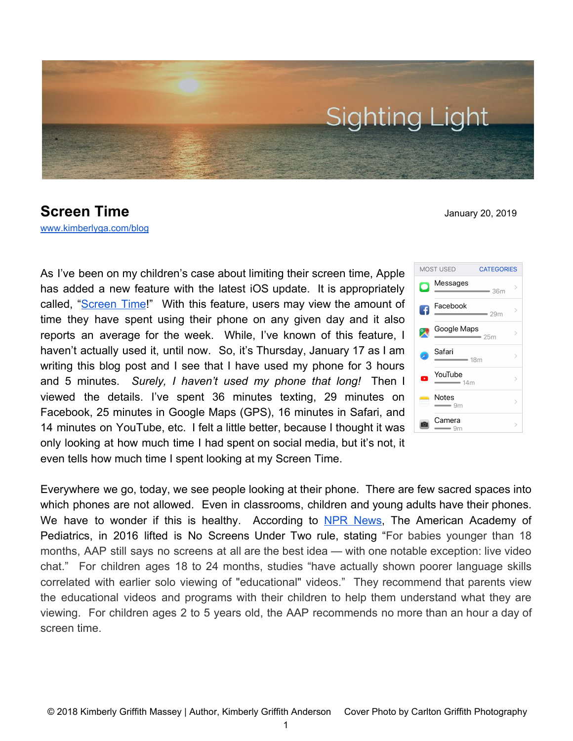# Screen Time

January 20, 2019

[www.kimberlyga.com/blog](www.kimberlyga.com/blog)

As I've been on my children's case about limiting their screen time, Apple has added a new feature with the latest iOS update. It is appropriately called, "[Screen Time](#)!" With this feature, users may view the amount of time they have spent using their phone on any given day and it also reports an average for the week. While, I've known of this feature, I haven't actually used it, until now. So, it's Thursday, January 17 as I am writing this blog post and I see that I have used my phone for 3 hours and 5 minutes. *Surely, I haven't used my phone that long!* Then I viewed the details. I've spent 36 minutes texting, 29 minutes on Facebook, 25 minutes in Google Maps (GPS), 16 minutes in Safari, and 14 minutes on YouTube, etc. I felt a little better, because I thought it was only looking at how much time I had spent on social media, but it's not, it even tells how much time I spent looking at my Screen Time.

| MOST USED | CATEGORIES |
|---|---|
| Messages | 36m |
| Facebook | 29m |
| Google Maps | 25m |
| Safari | 18m |
| YouTube | 14m |
| Notes | 9m |
| Camera | 9m |

Everywhere we go, today, we see people looking at their phone. There are few sacred spaces into which phones are not allowed. Even in classrooms, children and young adults have their phones. We have to wonder if this is healthy. According to [NPR News](#), The American Academy of Pediatrics, in 2016 lifted is No Screens Under Two rule, stating "For babies younger than 18 months, AAP still says no screens at all are the best idea — with one notable exception: live video chat." For children ages 18 to 24 months, studies "have actually shown poorer language skills correlated with earlier solo viewing of "educational" videos." They recommend that parents view the educational videos and programs with their children to help them understand what they are viewing. For children ages 2 to 5 years old, the AAP recommends no more than an hour a day of screen time.

© 2018 Kimberly Griffith Massey | Author, Kimberly Griffith Anderson Cover Photo by Carlton Griffith Photography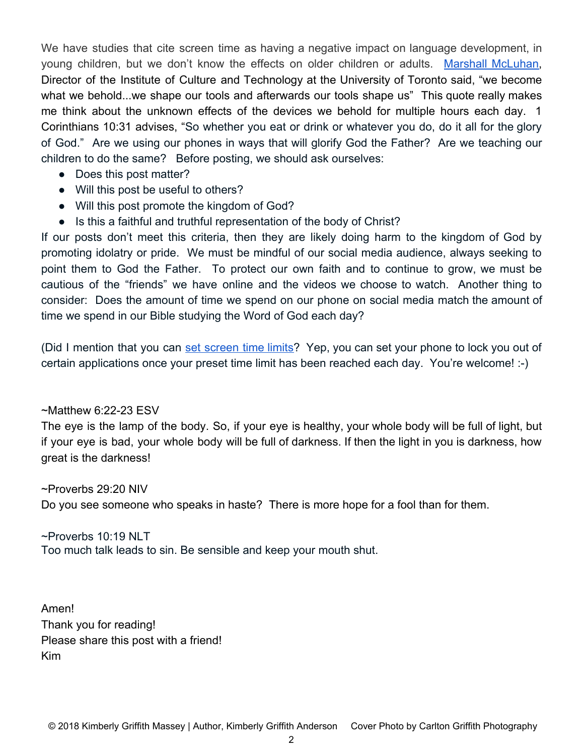We have studies that cite screen time as having a negative impact on language development, in young children, but we don't know the effects on older children or adults. [Marshall McLuhan](), Director of the Institute of Culture and Technology at the University of Toronto said, "we become what we behold...we shape our tools and afterwards our tools shape us" This quote really makes me think about the unknown effects of the devices we behold for multiple hours each day. 1 Corinthians 10:31 advises, "So whether you eat or drink or whatever you do, do it all for the glory of God." Are we using our phones in ways that will glorify God the Father? Are we teaching our children to do the same? Before posting, we should ask ourselves:

- Does this post matter?
- Will this post be useful to others?
- Will this post promote the kingdom of God?
- Is this a faithful and truthful representation of the body of Christ?

If our posts don't meet this criteria, then they are likely doing harm to the kingdom of God by promoting idolatry or pride. We must be mindful of our social media audience, always seeking to point them to God the Father. To protect our own faith and to continue to grow, we must be cautious of the "friends" we have online and the videos we choose to watch. Another thing to consider: Does the amount of time we spend on our phone on social media match the amount of time we spend in our Bible studying the Word of God each day?

(Did I mention that you can [set screen time limits]()? Yep, you can set your phone to lock you out of certain applications once your preset time limit has been reached each day. You're welcome! :-)

~Matthew 6:22-23 ESV
The eye is the lamp of the body. So, if your eye is healthy, your whole body will be full of light, but if your eye is bad, your whole body will be full of darkness. If then the light in you is darkness, how great is the darkness!

~Proverbs 29:20 NIV
Do you see someone who speaks in haste? There is more hope for a fool than for them.

~Proverbs 10:19 NLT
Too much talk leads to sin. Be sensible and keep your mouth shut.

Amen!
Thank you for reading!
Please share this post with a friend!
Kim

© 2018 Kimberly Griffith Massey | Author, Kimberly Griffith Anderson Cover Photo by Carlton Griffith Photography